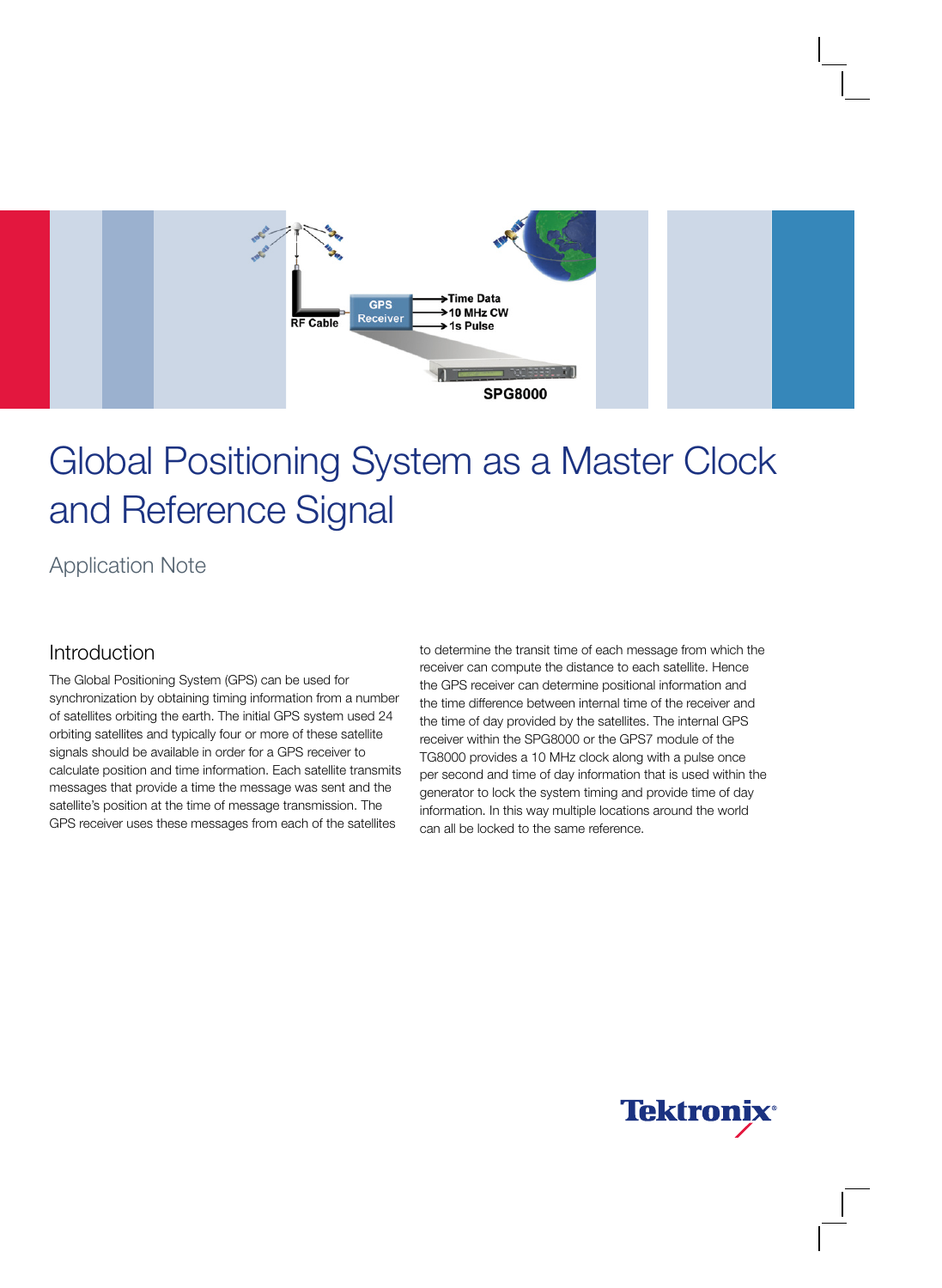# Global Positioning System as a Master Clock and Reference Signal

Application Note

## Introduction

The Global Positioning System (GPS) can be used for synchronization by obtaining timing information from a number of satellites orbiting the earth. The initial GPS system used 24 orbiting satellites and typically four or more of these satellite signals should be available in order for a GPS receiver to calculate position and time information. Each satellite transmits messages that provide a time the message was sent and the satellite's position at the time of message transmission. The GPS receiver uses these messages from each of the satellites to determine the transit time of each message from which the receiver can compute the distance to each satellite. Hence the GPS receiver can determine positional information and the time difference between internal time of the receiver and the time of day provided by the satellites. The internal GPS receiver within the SPG8000 or the GPS7 module of the TG8000 provides a 10 MHz clock along with a pulse once per second and time of day information that is used within the generator to lock the system timing and provide time of day information. In this way multiple locations around the world can all be locked to the same reference.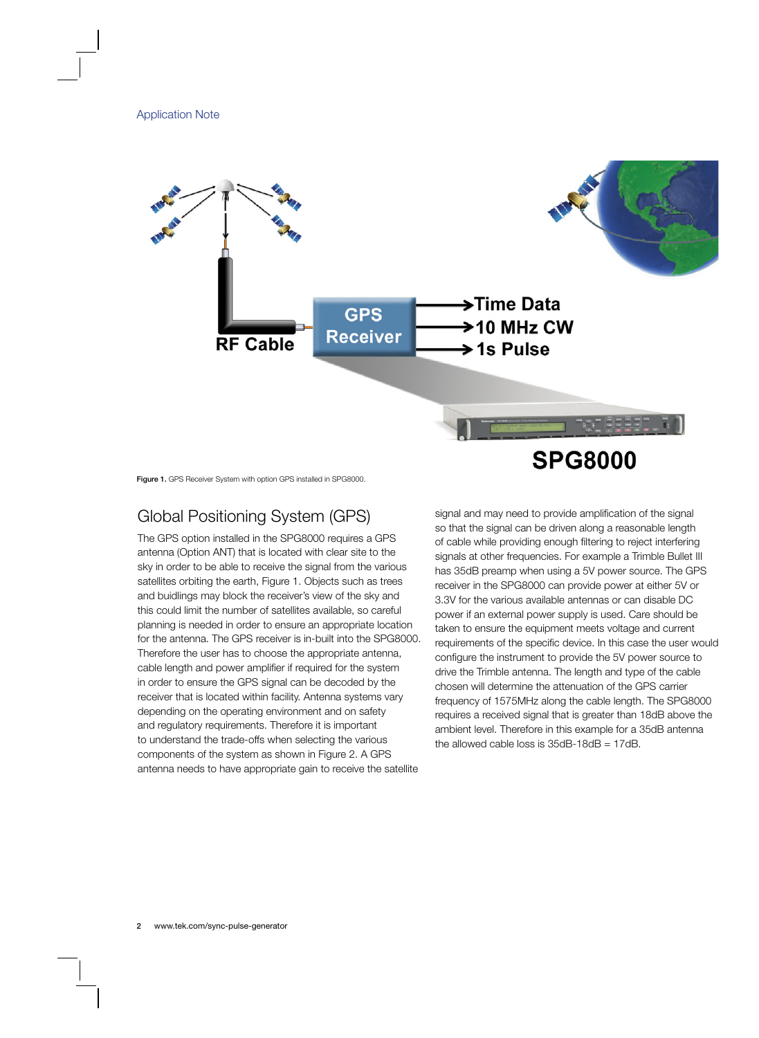Figure 1. GPS Receiver System with option GPS installed in SPG8000.

## Global Positioning System (GPS)

The GPS option installed in the SPG8000 requires a GPS antenna (Option ANT) that is located with clear site to the sky in order to be able to receive the signal from the various satellites orbiting the earth, Figure 1. Objects such as trees and buidlings may block the receiver's view of the sky and this could limit the number of satellites available, so careful planning is needed in order to ensure an appropriate location for the antenna. The GPS receiver is in-built into the SPG8000. Therefore the user has to choose the appropriate antenna, cable length and power amplifier if required for the system in order to ensure the GPS signal can be decoded by the receiver that is located within facility. Antenna systems vary depending on the operating environment and on safety and regulatory requirements. Therefore it is important to understand the trade-offs when selecting the various components of the system as shown in Figure 2. A GPS antenna needs to have appropriate gain to receive the satellite signal and may need to provide amplification of the signal so that the signal can be driven along a reasonable length of cable while providing enough filtering to reject interfering signals at other frequencies. For example a Trimble Bullet III has 35dB preamp when using a 5V power source. The GPS receiver in the SPG8000 can provide power at either 5V or 3.3V for the various available antennas or can disable DC power if an external power supply is used. Care should be taken to ensure the equipment meets voltage and current requirements of the specific device. In this case the user would configure the instrument to provide the 5V power source to drive the Trimble antenna. The length and type of the cable chosen will determine the attenuation of the GPS carrier frequency of 1575MHz along the cable length. The SPG8000 requires a received signal that is greater than 18dB above the ambient level. Therefore in this example for a 35dB antenna the allowed cable loss is 35dB-18dB = 17dB.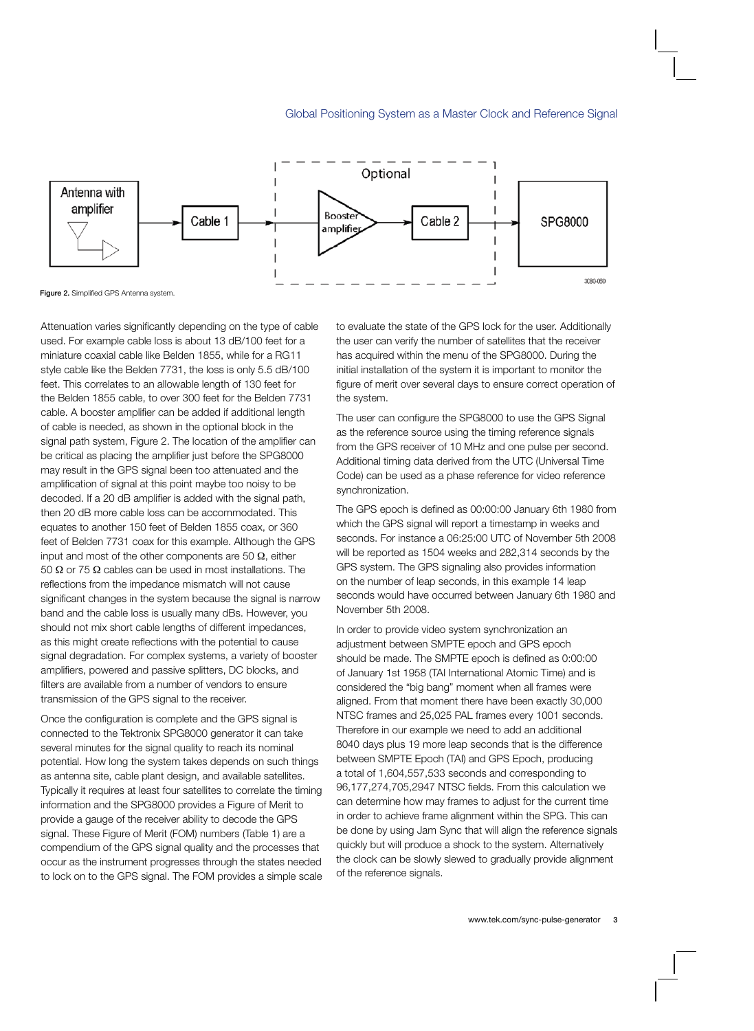Figure 2. Simplified GPS Antenna system.

Attenuation varies significantly depending on the type of cable used. For example cable loss is about 13 dB/100 feet for a miniature coaxial cable like Belden 1855, while for a RG11 style cable like the Belden 7731, the loss is only 5.5 dB/100 feet. This correlates to an allowable length of 130 feet for the Belden 1855 cable, to over 300 feet for the Belden 7731 cable. A booster amplifier can be added if additional length of cable is needed, as shown in the optional block in the signal path system, Figure 2. The location of the amplifier can be critical as placing the amplifier just before the SPG8000 may result in the GPS signal been too attenuated and the amplification of signal at this point maybe too noisy to be decoded. If a 20 dB amplifier is added with the signal path, then 20 dB more cable loss can be accommodated. This equates to another 150 feet of Belden 1855 coax, or 360 feet of Belden 7731 coax for this example. Although the GPS input and most of the other components are 50 Ω, either 50 Ω or 75 Ω cables can be used in most installations. The reflections from the impedance mismatch will not cause significant changes in the system because the signal is narrow band and the cable loss is usually many dBs. However, you should not mix short cable lengths of different impedances, as this might create reflections with the potential to cause signal degradation. For complex systems, a variety of booster amplifiers, powered and passive splitters, DC blocks, and filters are available from a number of vendors to ensure transmission of the GPS signal to the receiver.

Once the configuration is complete and the GPS signal is connected to the Tektronix SPG8000 generator it can take several minutes for the signal quality to reach its nominal potential. How long the system takes depends on such things as antenna site, cable plant design, and available satellites. Typically it requires at least four satellites to correlate the timing information and the SPG8000 provides a Figure of Merit to provide a gauge of the receiver ability to decode the GPS signal. These Figure of Merit (FOM) numbers (Table 1) are a compendium of the GPS signal quality and the processes that occur as the instrument progresses through the states needed to lock on to the GPS signal. The FOM provides a simple scale to evaluate the state of the GPS lock for the user. Additionally the user can verify the number of satellites that the receiver has acquired within the menu of the SPG8000. During the initial installation of the system it is important to monitor the figure of merit over several days to ensure correct operation of the system.

The user can configure the SPG8000 to use the GPS Signal as the reference source using the timing reference signals from the GPS receiver of 10 MHz and one pulse per second. Additional timing data derived from the UTC (Universal Time Code) can be used as a phase reference for video reference synchronization.

The GPS epoch is defined as 00:00:00 January 6th 1980 from which the GPS signal will report a timestamp in weeks and seconds. For instance a 06:25:00 UTC of November 5th 2008 will be reported as 1504 weeks and 282,314 seconds by the GPS system. The GPS signaling also provides information on the number of leap seconds, in this example 14 leap seconds would have occurred between January 6th 1980 and November 5th 2008.

In order to provide video system synchronization an adjustment between SMPTE epoch and GPS epoch should be made. The SMPTE epoch is defined as 0:00:00 of January 1st 1958 (TAI International Atomic Time) and is considered the "big bang" moment when all frames were aligned. From that moment there have been exactly 30,000 NTSC frames and 25,025 PAL frames every 1001 seconds. Therefore in our example we need to add an additional 8040 days plus 19 more leap seconds that is the difference between SMPTE Epoch (TAI) and GPS Epoch, producing a total of 1,604,557,533 seconds and corresponding to 96,177,274,705,2947 NTSC fields. From this calculation we can determine how may frames to adjust for the current time in order to achieve frame alignment within the SPG. This can be done by using Jam Sync that will align the reference signals quickly but will produce a shock to the system. Alternatively the clock can be slowly slewed to gradually provide alignment of the reference signals.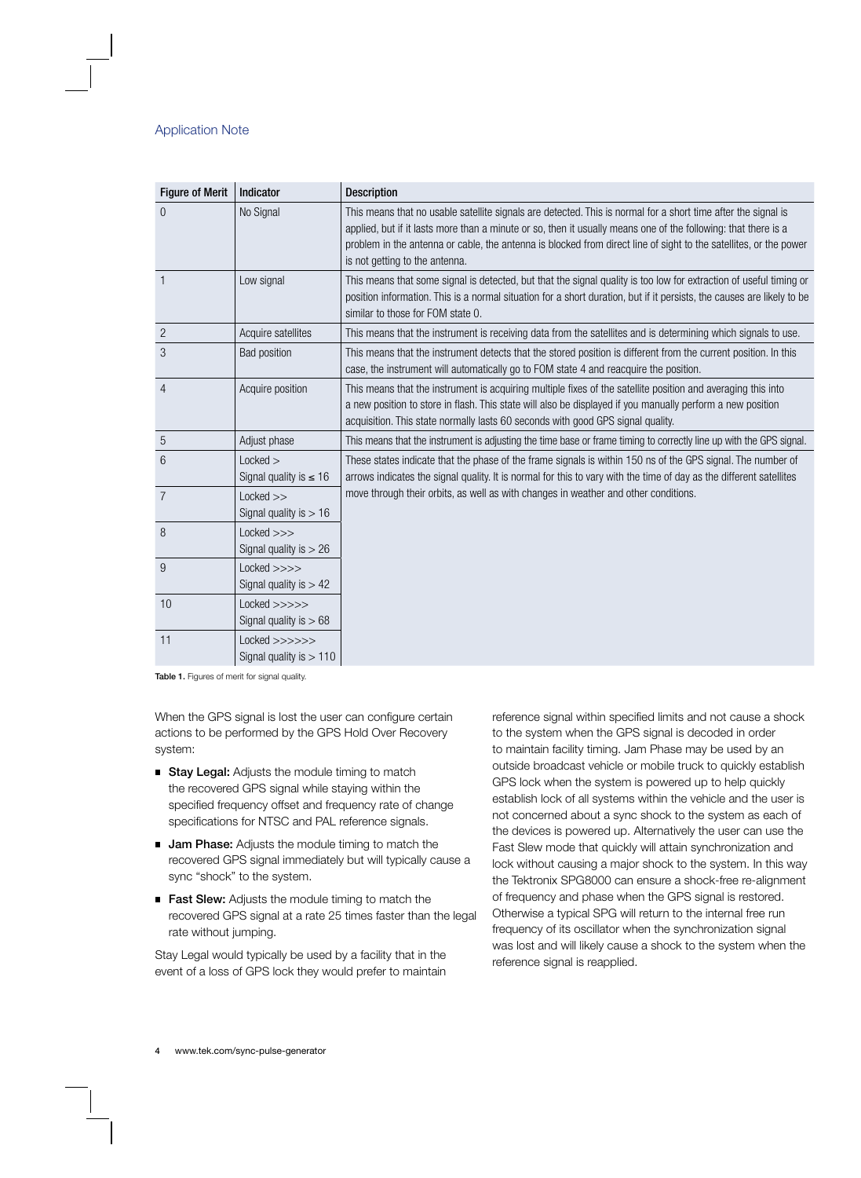| Figure of Merit | Indicator | Description |
|---|---|---|
| 0 | No Signal | This means that no usable satellite signals are detected. This is normal for a short time after the signal is applied, but if it lasts more than a minute or so, then it usually means one of the following: that there is a problem in the antenna or cable, the antenna is blocked from direct line of sight to the satellites, or the power is not getting to the antenna. |
| 1 | Low signal | This means that some signal is detected, but that the signal quality is too low for extraction of useful timing or position information. This is a normal situation for a short duration, but if it persists, the causes are likely to be similar to those for FOM state 0. |
| 2 | Acquire satellites | This means that the instrument is receiving data from the satellites and is determining which signals to use. |
| 3 | Bad position | This means that the instrument detects that the stored position is different from the current position. In this case, the instrument will automatically go to FOM state 4 and reacquire the position. |
| 4 | Acquire position | This means that the instrument is acquiring multiple fixes of the satellite position and averaging this into a new position to store in flash. This state will also be displayed if you manually perform a new position acquisition. This state normally lasts 60 seconds with good GPS signal quality. |
| 5 | Adjust phase | This means that the instrument is adjusting the time base or frame timing to correctly line up with the GPS signal. |
| 6 | Locked > Signal quality is ≤ 16 | These states indicate that the phase of the frame signals is within 150 ns of the GPS signal. The number of arrows indicates the signal quality. It is normal for this to vary with the time of day as the different satellites move through their orbits, as well as with changes in weather and other conditions. |
| 7 | Locked >> Signal quality is > 16 | |
| 8 | Locked >>> Signal quality is > 26 | |
| 9 | Locked >>>> Signal quality is > 42 | |
| 10 | Locked >>>>> Signal quality is > 68 | |
| 11 | Locked >>>>>> Signal quality is > 110 | |

**Table 1.** Figures of merit for signal quality.

When the GPS signal is lost the user can configure certain actions to be performed by the GPS Hold Over Recovery system:

- **Stay Legal:** Adjusts the module timing to match the recovered GPS signal while staying within the specified frequency offset and frequency rate of change specifications for NTSC and PAL reference signals.
- **Jam Phase:** Adjusts the module timing to match the recovered GPS signal immediately but will typically cause a sync "shock" to the system.
- **Fast Slew:** Adjusts the module timing to match the recovered GPS signal at a rate 25 times faster than the legal rate without jumping.

Stay Legal would typically be used by a facility that in the event of a loss of GPS lock they would prefer to maintain reference signal within specified limits and not cause a shock to the system when the GPS signal is decoded in order to maintain facility timing. Jam Phase may be used by an outside broadcast vehicle or mobile truck to quickly establish GPS lock when the system is powered up to help quickly establish lock of all systems within the vehicle and the user is not concerned about a sync shock to the system as each of the devices is powered up. Alternatively the user can use the Fast Slew mode that quickly will attain synchronization and lock without causing a major shock to the system. In this way the Tektronix SPG8000 can ensure a shock-free re-alignment of frequency and phase when the GPS signal is restored. Otherwise a typical SPG will return to the internal free run frequency of its oscillator when the synchronization signal was lost and will likely cause a shock to the system when the reference signal is reapplied.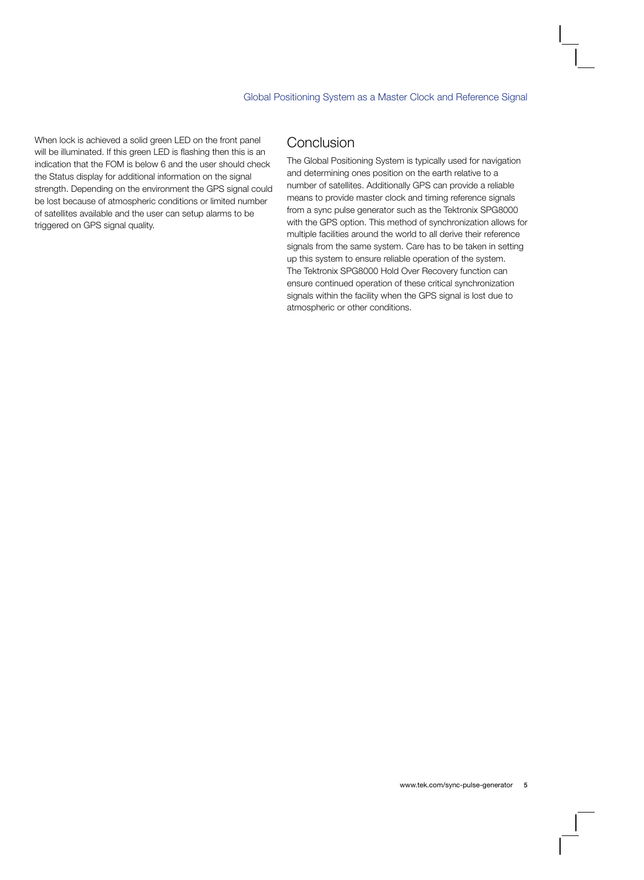When lock is achieved a solid green LED on the front panel will be illuminated. If this green LED is flashing then this is an indication that the FOM is below 6 and the user should check the Status display for additional information on the signal strength. Depending on the environment the GPS signal could be lost because of atmospheric conditions or limited number of satellites available and the user can setup alarms to be triggered on GPS signal quality.

## Conclusion

The Global Positioning System is typically used for navigation and determining ones position on the earth relative to a number of satellites. Additionally GPS can provide a reliable means to provide master clock and timing reference signals from a sync pulse generator such as the Tektronix SPG8000 with the GPS option. This method of synchronization allows for multiple facilities around the world to all derive their reference signals from the same system. Care has to be taken in setting up this system to ensure reliable operation of the system. The Tektronix SPG8000 Hold Over Recovery function can ensure continued operation of these critical synchronization signals within the facility when the GPS signal is lost due to atmospheric or other conditions.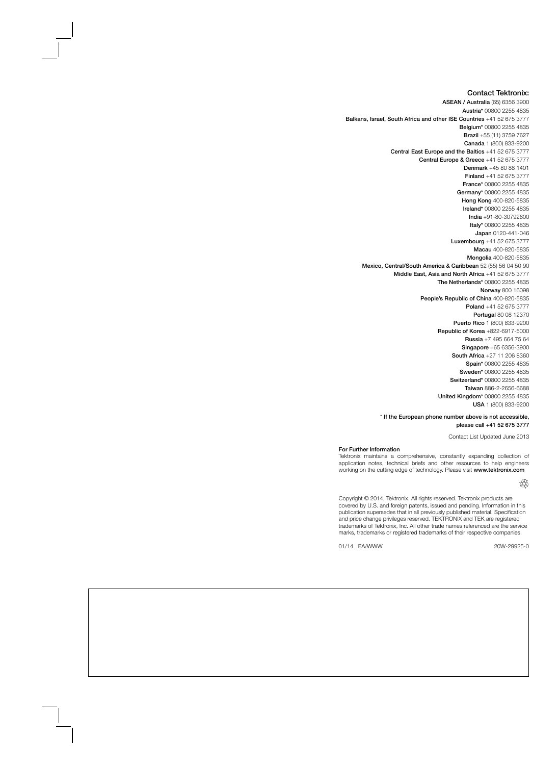## Contact Tektronix:

**ASEAN / Australia** (65) 6356 3900
**Austria*** 00800 2255 4835
**Balkans, Israel, South Africa and other ISE Countries** +41 52 675 3777
**Belgium*** 00800 2255 4835
**Brazil** +55 (11) 3759 7627
**Canada** 1 (800) 833-9200
**Central East Europe and the Baltics** +41 52 675 3777
**Central Europe & Greece** +41 52 675 3777
**Denmark** +45 80 88 1401
**Finland** +41 52 675 3777
**France*** 00800 2255 4835
**Germany*** 00800 2255 4835
**Hong Kong** 400-820-5835
**Ireland*** 00800 2255 4835
**India** +91-80-30792600
**Italy*** 00800 2255 4835
**Japan** 0120-441-046
**Luxembourg** +41 52 675 3777
**Macau** 400-820-5835
**Mongolia** 400-820-5835
**Mexico, Central/South America & Caribbean** 52 (55) 56 04 50 90
**Middle East, Asia and North Africa** +41 52 675 3777
**The Netherlands*** 00800 2255 4835
**Norway** 800 16098
**People's Republic of China** 400-820-5835
**Poland** +41 52 675 3777
**Portugal** 80 08 12370
**Puerto Rico** 1 (800) 833-9200
**Republic of Korea** +822-6917-5000
**Russia** +7 495 664 75 64
**Singapore** +65 6356-3900
**South Africa** +27 11 206 8360
**Spain*** 00800 2255 4835
**Sweden*** 00800 2255 4835
**Switzerland*** 00800 2255 4835
**Taiwan** 886-2-2656-6688
**United Kingdom*** 00800 2255 4835
**USA** 1 (800) 833-9200

* **If the European phone number above is not accessible, please call +41 52 675 3777**

Contact List Updated June 2013

**For Further Information**
Tektronix maintains a comprehensive, constantly expanding collection of application notes, technical briefs and other resources to help engineers working on the cutting edge of technology. Please visit **www.tektronix.com**

Copyright © 2014, Tektronix. All rights reserved. Tektronix products are covered by U.S. and foreign patents, issued and pending. Information in this publication supersedes that in all previously published material. Specification and price change privileges reserved. TEKTRONIX and TEK are registered trademarks of Tektronix, Inc. All other trade names referenced are the service marks, trademarks or registered trademarks of their respective companies.

01/14 EA/WWW 20W-29925-0